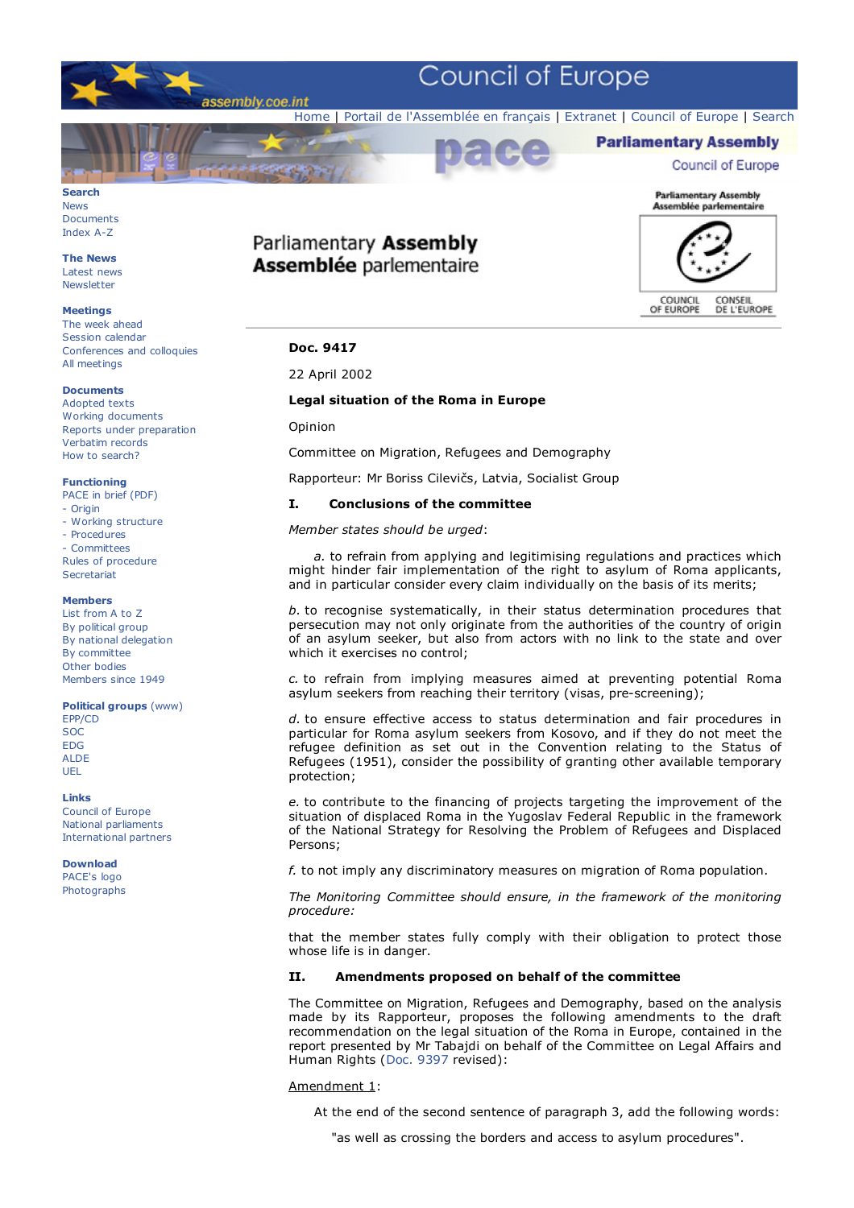Parliamentary **Assembly**
**Assemblée** parlementaire

**Doc. 9417**

22 April 2002

**Legal situation of the Roma in Europe**

Opinion

Committee on Migration, Refugees and Demography

Rapporteur: Mr Boriss Cilevičs, Latvia, Socialist Group

## I. Conclusions of the committee

*Member states should be urged*:

*a.* to refrain from applying and legitimising regulations and practices which might hinder fair implementation of the right to asylum of Roma applicants, and in particular consider every claim individually on the basis of its merits;

*b.* to recognise systematically, in their status determination procedures that persecution may not only originate from the authorities of the country of origin of an asylum seeker, but also from actors with no link to the state and over which it exercises no control;

*c.* to refrain from implying measures aimed at preventing potential Roma asylum seekers from reaching their territory (visas, pre-screening);

*d.* to ensure effective access to status determination and fair procedures in particular for Roma asylum seekers from Kosovo, and if they do not meet the refugee definition as set out in the Convention relating to the Status of Refugees (1951), consider the possibility of granting other available temporary protection;

*e.* to contribute to the financing of projects targeting the improvement of the situation of displaced Roma in the Yugoslav Federal Republic in the framework of the National Strategy for Resolving the Problem of Refugees and Displaced Persons;

*f.* to not imply any discriminatory measures on migration of Roma population.

*The Monitoring Committee should ensure, in the framework of the monitoring procedure:*

that the member states fully comply with their obligation to protect those whose life is in danger.

## II. Amendments proposed on behalf of the committee

The Committee on Migration, Refugees and Demography, based on the analysis made by its Rapporteur, proposes the following amendments to the draft recommendation on the legal situation of the Roma in Europe, contained in the report presented by Mr Tabajdi on behalf of the Committee on Legal Affairs and Human Rights (Doc. 9397 revised):

Amendment 1:

At the end of the second sentence of paragraph 3, add the following words:

"as well as crossing the borders and access to asylum procedures".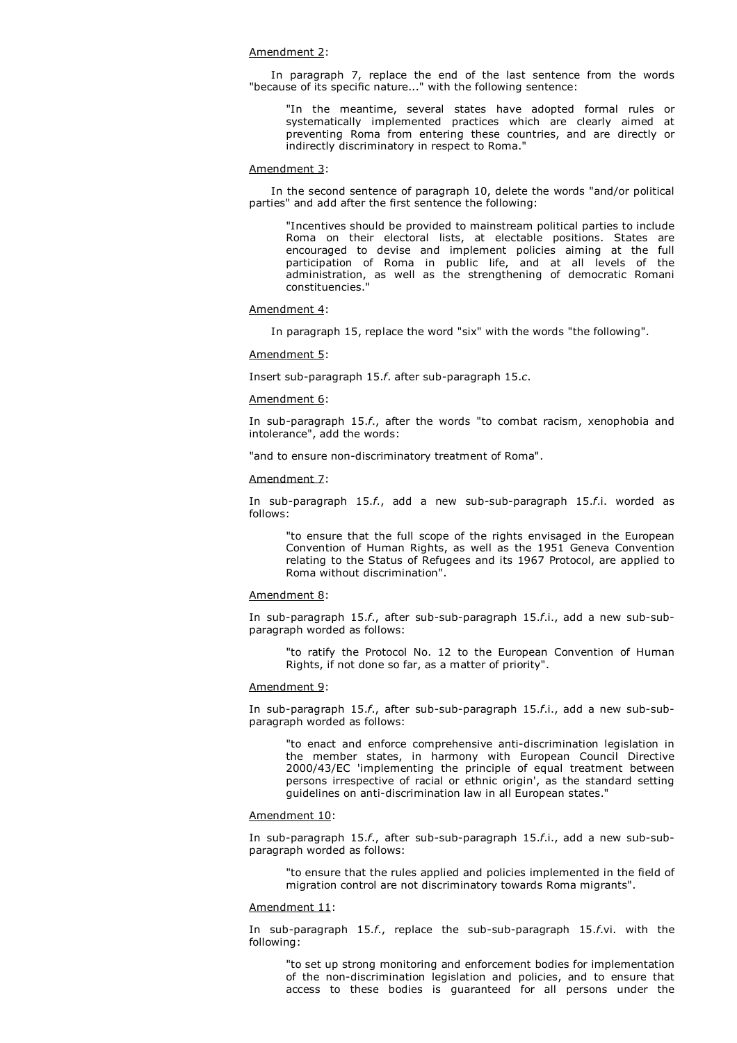Amendment 2:

In paragraph 7, replace the end of the last sentence from the words "because of its specific nature..." with the following sentence:

> "In the meantime, several states have adopted formal rules or systematically implemented practices which are clearly aimed at preventing Roma from entering these countries, and are directly or indirectly discriminatory in respect to Roma."

Amendment 3:

In the second sentence of paragraph 10, delete the words "and/or political parties" and add after the first sentence the following:

> "Incentives should be provided to mainstream political parties to include Roma on their electoral lists, at electable positions. States are encouraged to devise and implement policies aiming at the full participation of Roma in public life, and at all levels of the administration, as well as the strengthening of democratic Romani constituencies."

Amendment 4:

In paragraph 15, replace the word "six" with the words "the following".

Amendment 5:

Insert sub-paragraph 15.*f*. after sub-paragraph 15.*c*.

Amendment 6:

In sub-paragraph 15.*f*., after the words "to combat racism, xenophobia and intolerance", add the words:

"and to ensure non-discriminatory treatment of Roma".

Amendment 7:

In sub-paragraph 15.*f*., add a new sub-sub-paragraph 15.*f*.i. worded as follows:

> "to ensure that the full scope of the rights envisaged in the European Convention of Human Rights, as well as the 1951 Geneva Convention relating to the Status of Refugees and its 1967 Protocol, are applied to Roma without discrimination".

Amendment 8:

In sub-paragraph 15.*f*., after sub-sub-paragraph 15.*f*.i., add a new sub-sub-paragraph worded as follows:

> "to ratify the Protocol No. 12 to the European Convention of Human Rights, if not done so far, as a matter of priority".

Amendment 9:

In sub-paragraph 15.*f*., after sub-sub-paragraph 15.*f*.i., add a new sub-sub-paragraph worded as follows:

> "to enact and enforce comprehensive anti-discrimination legislation in the member states, in harmony with European Council Directive 2000/43/EC 'implementing the principle of equal treatment between persons irrespective of racial or ethnic origin', as the standard setting guidelines on anti-discrimination law in all European states."

Amendment 10:

In sub-paragraph 15.*f*., after sub-sub-paragraph 15.*f*.i., add a new sub-sub-paragraph worded as follows:

> "to ensure that the rules applied and policies implemented in the field of migration control are not discriminatory towards Roma migrants".

Amendment 11:

In sub-paragraph 15.*f*., replace the sub-sub-paragraph 15.*f*.vi. with the following:

> "to set up strong monitoring and enforcement bodies for implementation of the non-discrimination legislation and policies, and to ensure that access to these bodies is guaranteed for all persons under the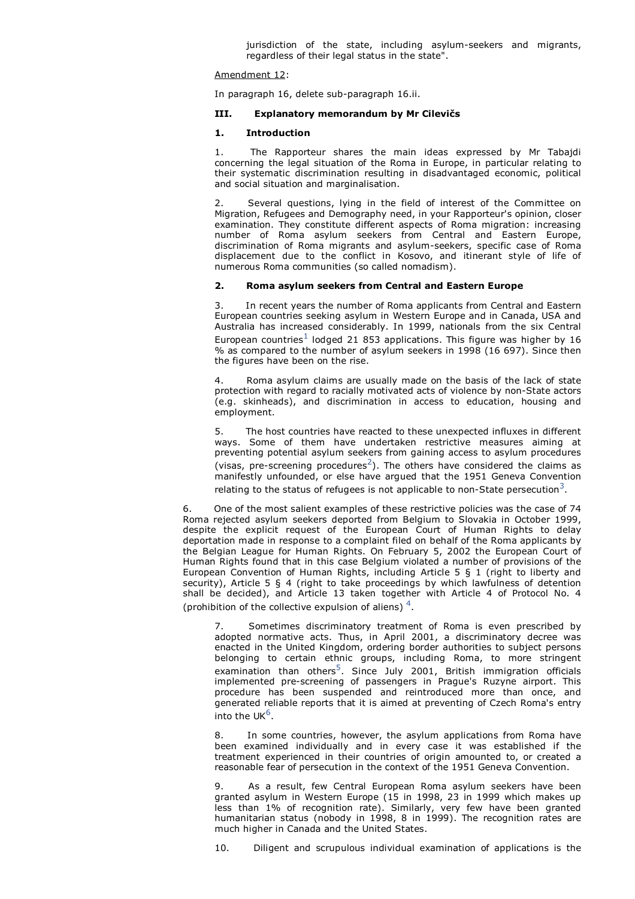jurisdiction of the state, including asylum-seekers and migrants, regardless of their legal status in the state".

Amendment 12:

In paragraph 16, delete sub-paragraph 16.ii.

### III. Explanatory memorandum by Mr Cilevičs

#### 1. Introduction

1. The Rapporteur shares the main ideas expressed by Mr Tabajdi concerning the legal situation of the Roma in Europe, in particular relating to their systematic discrimination resulting in disadvantaged economic, political and social situation and marginalisation.

2. Several questions, lying in the field of interest of the Committee on Migration, Refugees and Demography need, in your Rapporteur's opinion, closer examination. They constitute different aspects of Roma migration: increasing number of Roma asylum seekers from Central and Eastern Europe, discrimination of Roma migrants and asylum-seekers, specific case of Roma displacement due to the conflict in Kosovo, and itinerant style of life of numerous Roma communities (so called nomadism).

#### 2. Roma asylum seekers from Central and Eastern Europe

3. In recent years the number of Roma applicants from Central and Eastern European countries seeking asylum in Western Europe and in Canada, USA and Australia has increased considerably. In 1999, nationals from the six Central European countries[1] lodged 21 853 applications. This figure was higher by 16 % as compared to the number of asylum seekers in 1998 (16 697). Since then the figures have been on the rise.

4. Roma asylum claims are usually made on the basis of the lack of state protection with regard to racially motivated acts of violence by non-State actors (e.g. skinheads), and discrimination in access to education, housing and employment.

5. The host countries have reacted to these unexpected influxes in different ways. Some of them have undertaken restrictive measures aiming at preventing potential asylum seekers from gaining access to asylum procedures (visas, pre-screening procedures[2]). The others have considered the claims as manifestly unfounded, or else have argued that the 1951 Geneva Convention relating to the status of refugees is not applicable to non-State persecution[3].

6. One of the most salient examples of these restrictive policies was the case of 74 Roma rejected asylum seekers deported from Belgium to Slovakia in October 1999, despite the explicit request of the European Court of Human Rights to delay deportation made in response to a complaint filed on behalf of the Roma applicants by the Belgian League for Human Rights. On February 5, 2002 the European Court of Human Rights found that in this case Belgium violated a number of provisions of the European Convention of Human Rights, including Article 5 § 1 (right to liberty and security), Article 5 § 4 (right to take proceedings by which lawfulness of detention shall be decided), and Article 13 taken together with Article 4 of Protocol No. 4 (prohibition of the collective expulsion of aliens) [4].

7. Sometimes discriminatory treatment of Roma is even prescribed by adopted normative acts. Thus, in April 2001, a discriminatory decree was enacted in the United Kingdom, ordering border authorities to subject persons belonging to certain ethnic groups, including Roma, to more stringent examination than others[5]. Since July 2001, British immigration officials implemented pre-screening of passengers in Prague's Ruzyne airport. This procedure has been suspended and reintroduced more than once, and generated reliable reports that it is aimed at preventing of Czech Roma's entry into the UK[6].

8. In some countries, however, the asylum applications from Roma have been examined individually and in every case it was established if the treatment experienced in their countries of origin amounted to, or created a reasonable fear of persecution in the context of the 1951 Geneva Convention.

9. As a result, few Central European Roma asylum seekers have been granted asylum in Western Europe (15 in 1998, 23 in 1999 which makes up less than 1% of recognition rate). Similarly, very few have been granted humanitarian status (nobody in 1998, 8 in 1999). The recognition rates are much higher in Canada and the United States.

10. Diligent and scrupulous individual examination of applications is the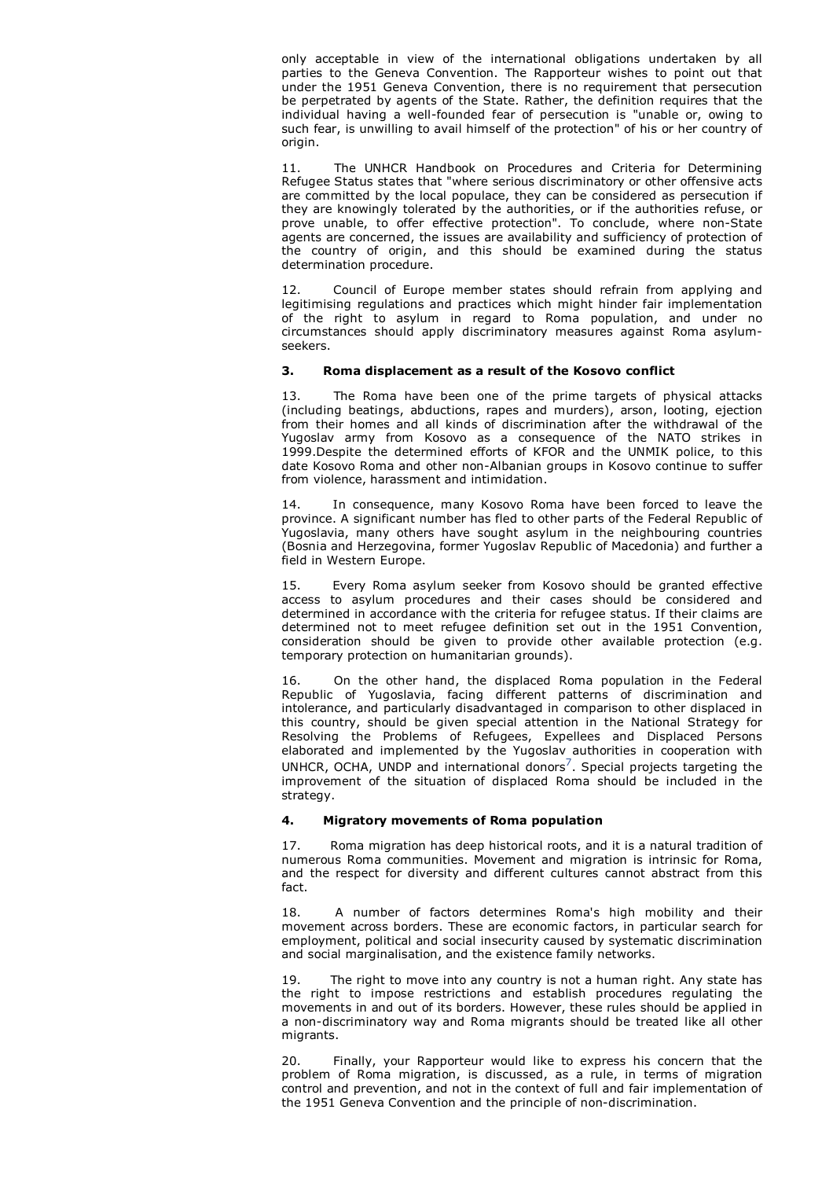only acceptable in view of the international obligations undertaken by all parties to the Geneva Convention. The Rapporteur wishes to point out that under the 1951 Geneva Convention, there is no requirement that persecution be perpetrated by agents of the State. Rather, the definition requires that the individual having a well-founded fear of persecution is "unable or, owing to such fear, is unwilling to avail himself of the protection" of his or her country of origin.

11. The UNHCR Handbook on Procedures and Criteria for Determining Refugee Status states that "where serious discriminatory or other offensive acts are committed by the local populace, they can be considered as persecution if they are knowingly tolerated by the authorities, or if the authorities refuse, or prove unable, to offer effective protection". To conclude, where non-State agents are concerned, the issues are availability and sufficiency of protection of the country of origin, and this should be examined during the status determination procedure.

12. Council of Europe member states should refrain from applying and legitimising regulations and practices which might hinder fair implementation of the right to asylum in regard to Roma population, and under no circumstances should apply discriminatory measures against Roma asylum-seekers.

### 3. Roma displacement as a result of the Kosovo conflict

13. The Roma have been one of the prime targets of physical attacks (including beatings, abductions, rapes and murders), arson, looting, ejection from their homes and all kinds of discrimination after the withdrawal of the Yugoslav army from Kosovo as a consequence of the NATO strikes in 1999.Despite the determined efforts of KFOR and the UNMIK police, to this date Kosovo Roma and other non-Albanian groups in Kosovo continue to suffer from violence, harassment and intimidation.

14. In consequence, many Kosovo Roma have been forced to leave the province. A significant number has fled to other parts of the Federal Republic of Yugoslavia, many others have sought asylum in the neighbouring countries (Bosnia and Herzegovina, former Yugoslav Republic of Macedonia) and further a field in Western Europe.

15. Every Roma asylum seeker from Kosovo should be granted effective access to asylum procedures and their cases should be considered and determined in accordance with the criteria for refugee status. If their claims are determined not to meet refugee definition set out in the 1951 Convention, consideration should be given to provide other available protection (e.g. temporary protection on humanitarian grounds).

16. On the other hand, the displaced Roma population in the Federal Republic of Yugoslavia, facing different patterns of discrimination and intolerance, and particularly disadvantaged in comparison to other displaced in this country, should be given special attention in the National Strategy for Resolving the Problems of Refugees, Expellees and Displaced Persons elaborated and implemented by the Yugoslav authorities in cooperation with UNHCR, OCHA, UNDP and international donors[7]. Special projects targeting the improvement of the situation of displaced Roma should be included in the strategy.

### 4. Migratory movements of Roma population

17. Roma migration has deep historical roots, and it is a natural tradition of numerous Roma communities. Movement and migration is intrinsic for Roma, and the respect for diversity and different cultures cannot abstract from this fact.

18. A number of factors determines Roma's high mobility and their movement across borders. These are economic factors, in particular search for employment, political and social insecurity caused by systematic discrimination and social marginalisation, and the existence family networks.

19. The right to move into any country is not a human right. Any state has the right to impose restrictions and establish procedures regulating the movements in and out of its borders. However, these rules should be applied in a non-discriminatory way and Roma migrants should be treated like all other migrants.

20. Finally, your Rapporteur would like to express his concern that the problem of Roma migration, is discussed, as a rule, in terms of migration control and prevention, and not in the context of full and fair implementation of the 1951 Geneva Convention and the principle of non-discrimination.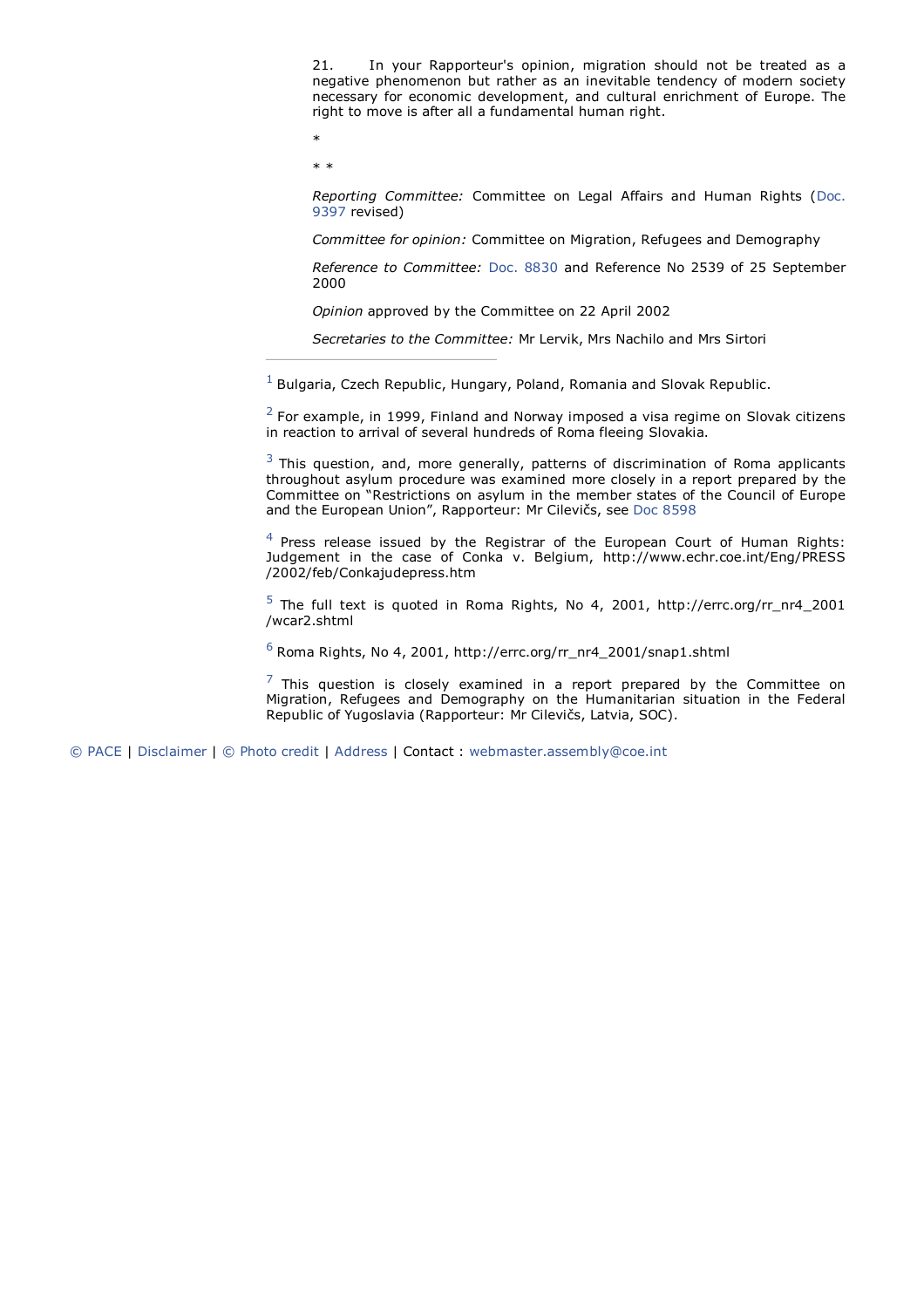21. In your Rapporteur's opinion, migration should not be treated as a negative phenomenon but rather as an inevitable tendency of modern society necessary for economic development, and cultural enrichment of Europe. The right to move is after all a fundamental human right.

\*

\* \*

*Reporting Committee:* Committee on Legal Affairs and Human Rights (Doc. 9397 revised)

*Committee for opinion:* Committee on Migration, Refugees and Demography

*Reference to Committee:* Doc. 8830 and Reference No 2539 of 25 September 2000

*Opinion* approved by the Committee on 22 April 2002

*Secretaries to the Committee:* Mr Lervik, Mrs Nachilo and Mrs Sirtori

---

[1] Bulgaria, Czech Republic, Hungary, Poland, Romania and Slovak Republic.

[2] For example, in 1999, Finland and Norway imposed a visa regime on Slovak citizens in reaction to arrival of several hundreds of Roma fleeing Slovakia.

[3] This question, and, more generally, patterns of discrimination of Roma applicants throughout asylum procedure was examined more closely in a report prepared by the Committee on "Restrictions on asylum in the member states of the Council of Europe and the European Union", Rapporteur: Mr Cilevičs, see Doc 8598

[4] Press release issued by the Registrar of the European Court of Human Rights: Judgement in the case of Conka v. Belgium, http://www.echr.coe.int/Eng/PRESS/2002/feb/Conkajudepress.htm

[5] The full text is quoted in Roma Rights, No 4, 2001, http://errc.org/rr_nr4_2001/wcar2.shtml

[6] Roma Rights, No 4, 2001, http://errc.org/rr_nr4_2001/snap1.shtml

[7] This question is closely examined in a report prepared by the Committee on Migration, Refugees and Demography on the Humanitarian situation in the Federal Republic of Yugoslavia (Rapporteur: Mr Cilevičs, Latvia, SOC).

© PACE | Disclaimer | © Photo credit | Address | Contact : webmaster.assembly@coe.int